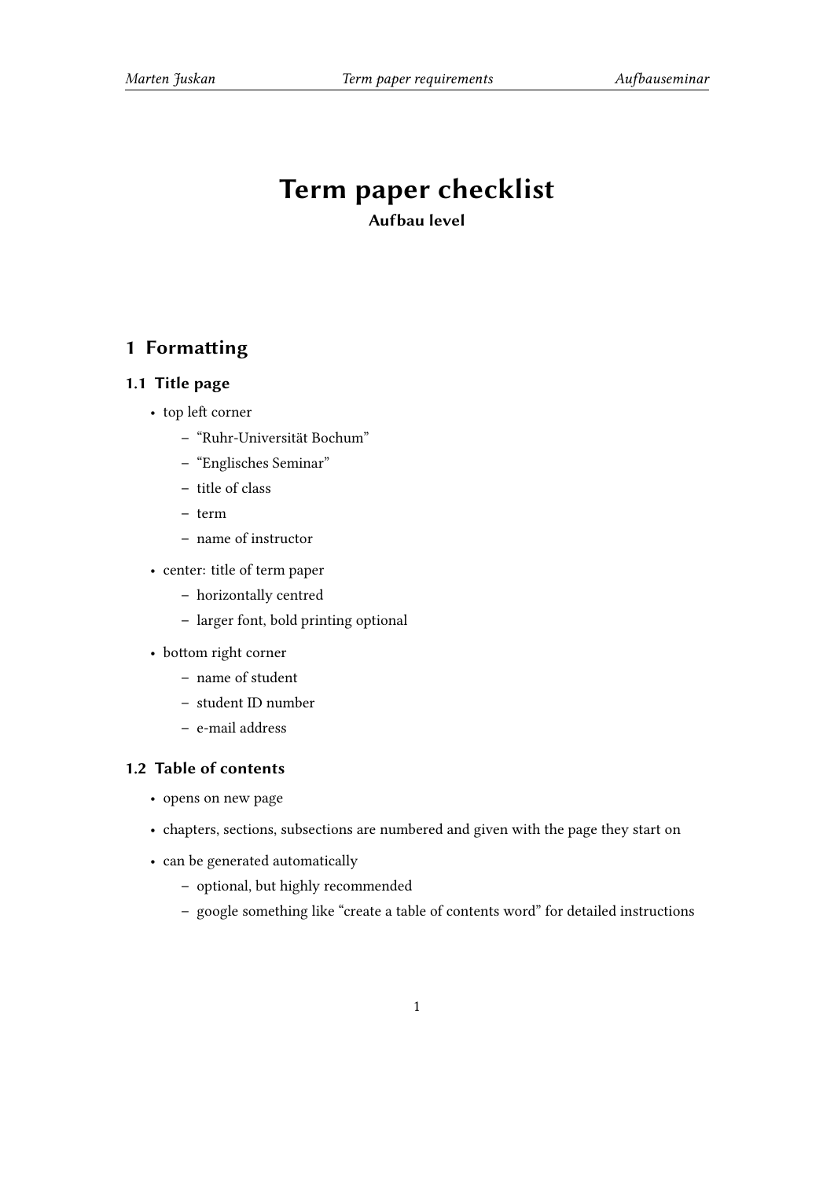# Term paper checklist

**Aufbau level**

## 1 Formatting

### 1.1 Title page

- top left corner
  - "Ruhr-Universität Bochum"
  - "Englisches Seminar"
  - title of class
  - term
  - name of instructor
- center: title of term paper
  - horizontally centred
  - larger font, bold printing optional
- bottom right corner
  - name of student
  - student ID number
  - e-mail address

### 1.2 Table of contents

- opens on new page
- chapters, sections, subsections are numbered and given with the page they start on
- can be generated automatically
  - optional, but highly recommended
  - google something like "create a table of contents word" for detailed instructions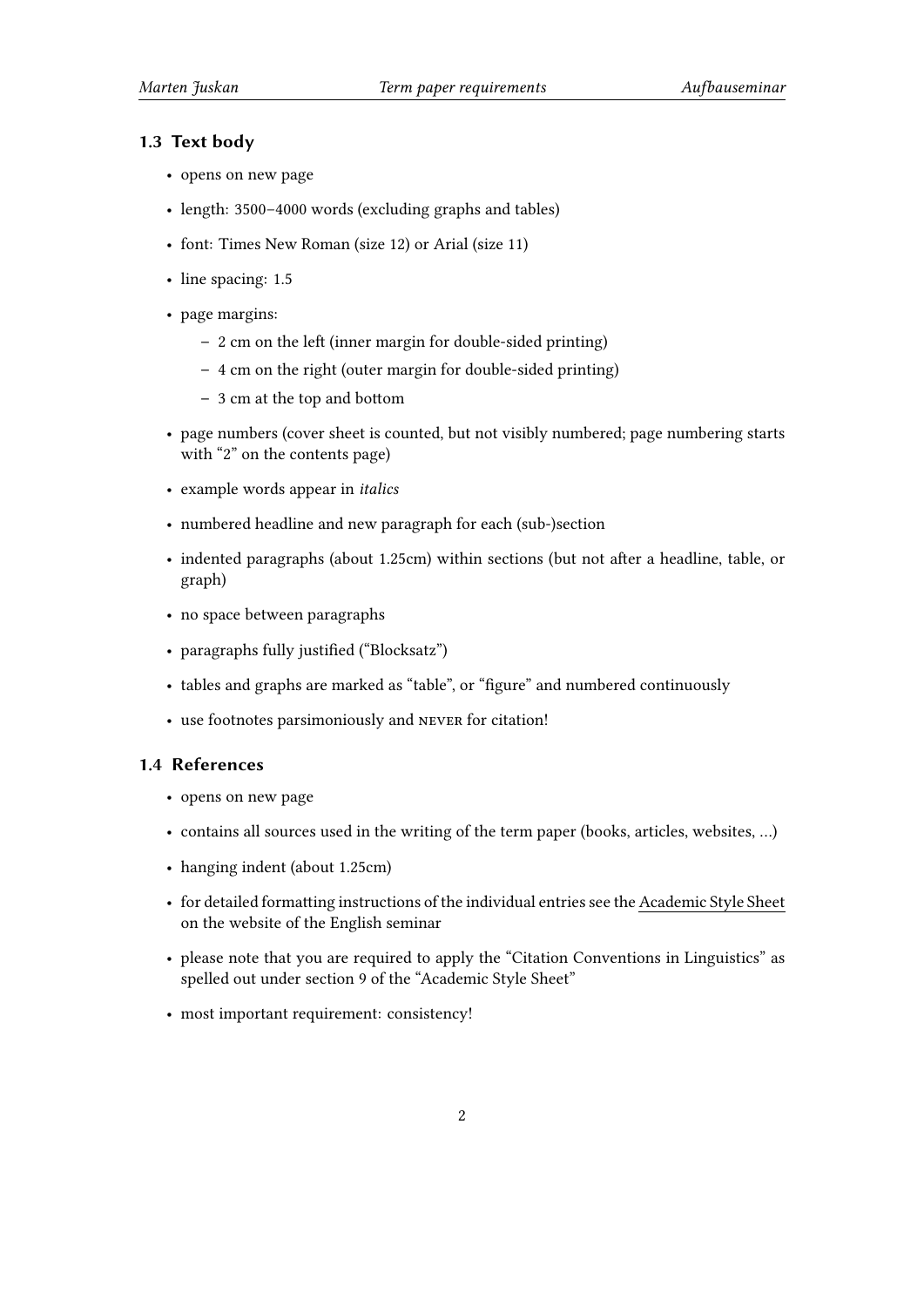### 1.3 Text body

- opens on new page
- length: 3500–4000 words (excluding graphs and tables)
- font: Times New Roman (size 12) or Arial (size 11)
- line spacing: 1.5
- page margins:
  - 2 cm on the left (inner margin for double-sided printing)
  - 4 cm on the right (outer margin for double-sided printing)
  - 3 cm at the top and bottom
- page numbers (cover sheet is counted, but not visibly numbered; page numbering starts with "2" on the contents page)
- example words appear in *italics*
- numbered headline and new paragraph for each (sub-)section
- indented paragraphs (about 1.25cm) within sections (but not after a headline, table, or graph)
- no space between paragraphs
- paragraphs fully justified ("Blocksatz")
- tables and graphs are marked as "table", or "figure" and numbered continuously
- use footnotes parsimoniously and NEVER for citation!

### 1.4 References

- opens on new page
- contains all sources used in the writing of the term paper (books, articles, websites, ...)
- hanging indent (about 1.25cm)
- for detailed formatting instructions of the individual entries see the Academic Style Sheet on the website of the English seminar
- please note that you are required to apply the "Citation Conventions in Linguistics" as spelled out under section 9 of the "Academic Style Sheet"
- most important requirement: consistency!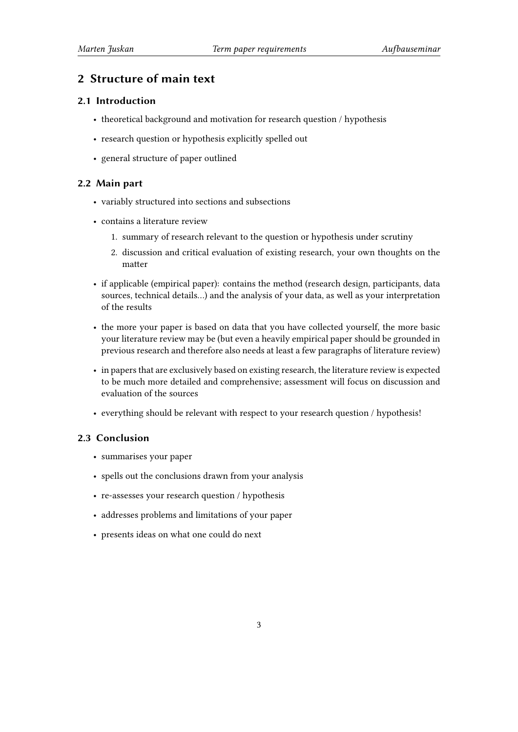## 2 Structure of main text

### 2.1 Introduction

- theoretical background and motivation for research question / hypothesis
- research question or hypothesis explicitly spelled out
- general structure of paper outlined

### 2.2 Main part

- variably structured into sections and subsections
- contains a literature review
  1. summary of research relevant to the question or hypothesis under scrutiny
  2. discussion and critical evaluation of existing research, your own thoughts on the matter
- if applicable (empirical paper): contains the method (research design, participants, data sources, technical details...) and the analysis of your data, as well as your interpretation of the results
- the more your paper is based on data that you have collected yourself, the more basic your literature review may be (but even a heavily empirical paper should be grounded in previous research and therefore also needs at least a few paragraphs of literature review)
- in papers that are exclusively based on existing research, the literature review is expected to be much more detailed and comprehensive; assessment will focus on discussion and evaluation of the sources
- everything should be relevant with respect to your research question / hypothesis!

### 2.3 Conclusion

- summarises your paper
- spells out the conclusions drawn from your analysis
- re-assesses your research question / hypothesis
- addresses problems and limitations of your paper
- presents ideas on what one could do next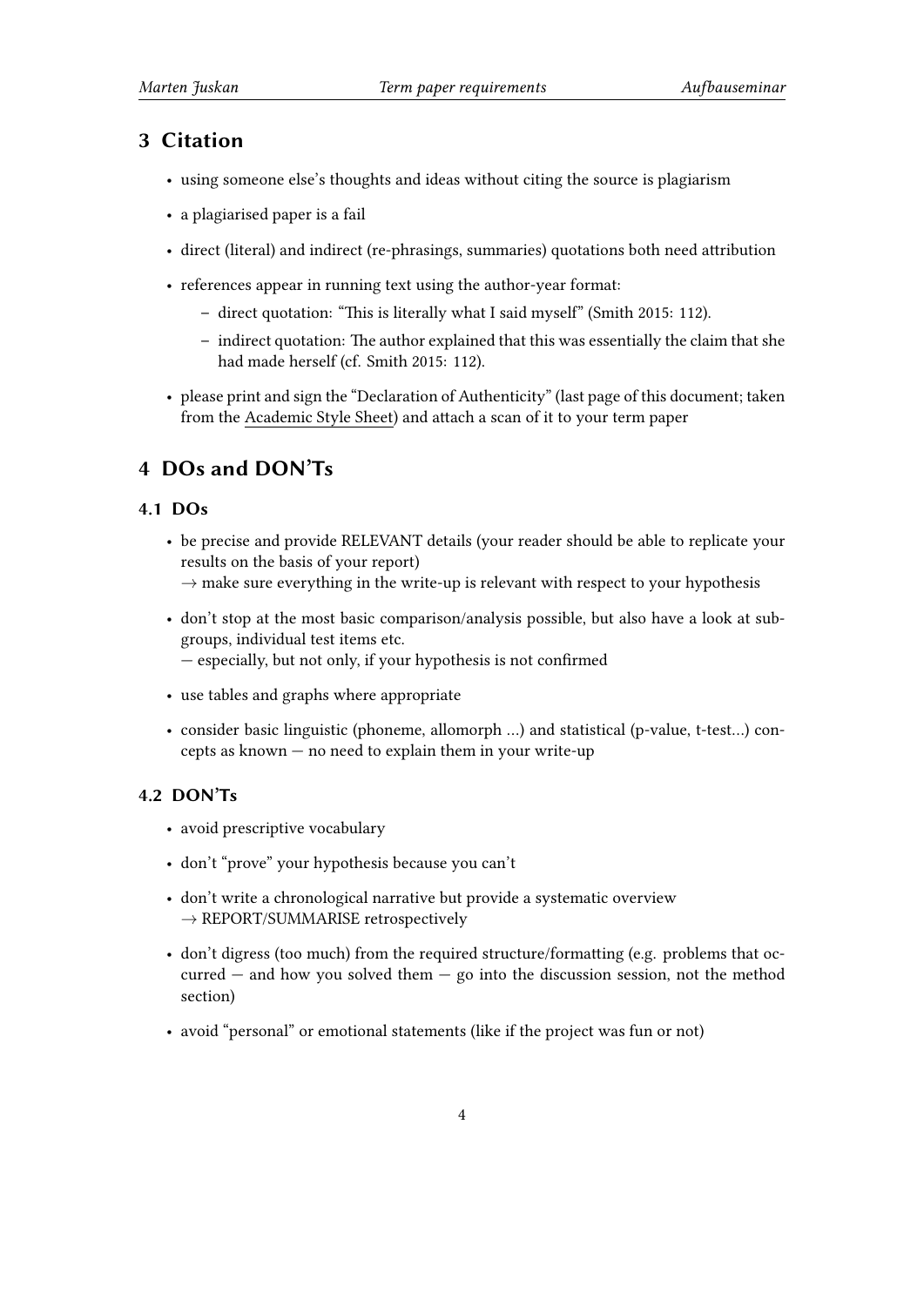## 3 Citation

- using someone else's thoughts and ideas without citing the source is plagiarism
- a plagiarised paper is a fail
- direct (literal) and indirect (re-phrasings, summaries) quotations both need attribution
- references appear in running text using the author-year format:
  - direct quotation: "This is literally what I said myself" (Smith 2015: 112).
  - indirect quotation: The author explained that this was essentially the claim that she had made herself (cf. Smith 2015: 112).
- please print and sign the "Declaration of Authenticity" (last page of this document; taken from the Academic Style Sheet) and attach a scan of it to your term paper

## 4 DOs and DON'Ts

### 4.1 DOs

- be precise and provide RELEVANT details (your reader should be able to replicate your results on the basis of your report)
  → make sure everything in the write-up is relevant with respect to your hypothesis
- don't stop at the most basic comparison/analysis possible, but also have a look at subgroups, individual test items etc.
  — especially, but not only, if your hypothesis is not confirmed
- use tables and graphs where appropriate
- consider basic linguistic (phoneme, allomorph ...) and statistical (p-value, t-test...) concepts as known — no need to explain them in your write-up

### 4.2 DON'Ts

- avoid prescriptive vocabulary
- don't "prove" your hypothesis because you can't
- don't write a chronological narrative but provide a systematic overview
  → REPORT/SUMMARISE retrospectively
- don't digress (too much) from the required structure/formatting (e.g. problems that occurred — and how you solved them — go into the discussion session, not the method section)
- avoid "personal" or emotional statements (like if the project was fun or not)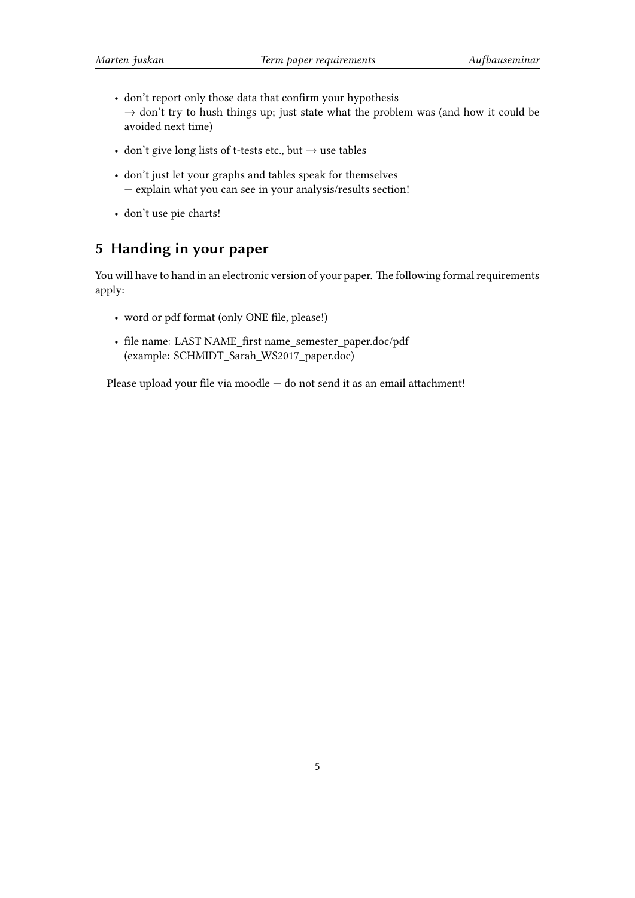- don't report only those data that confirm your hypothesis
  → don't try to hush things up; just state what the problem was (and how it could be avoided next time)
- don't give long lists of t-tests etc., but → use tables
- don't just let your graphs and tables speak for themselves
  — explain what you can see in your analysis/results section!
- don't use pie charts!

## 5 Handing in your paper

You will have to hand in an electronic version of your paper. The following formal requirements apply:

- word or pdf format (only ONE file, please!)
- file name: LAST NAME_first name_semester_paper.doc/pdf
  (example: SCHMIDT_Sarah_WS2017_paper.doc)

Please upload your file via moodle — do not send it as an email attachment!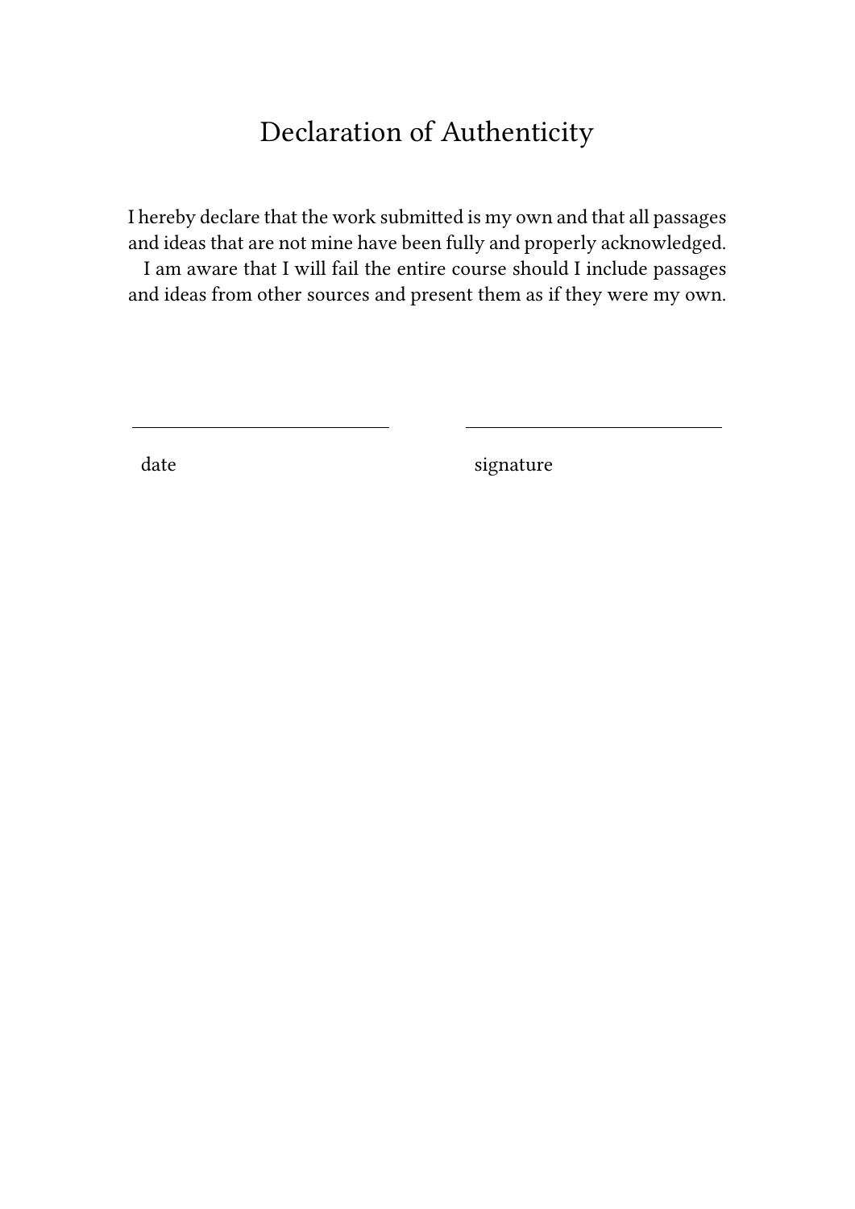# Declaration of Authenticity

I hereby declare that the work submitted is my own and that all passages and ideas that are not mine have been fully and properly acknowledged.

I am aware that I will fail the entire course should I include passages and ideas from other sources and present them as if they were my own.

date

signature